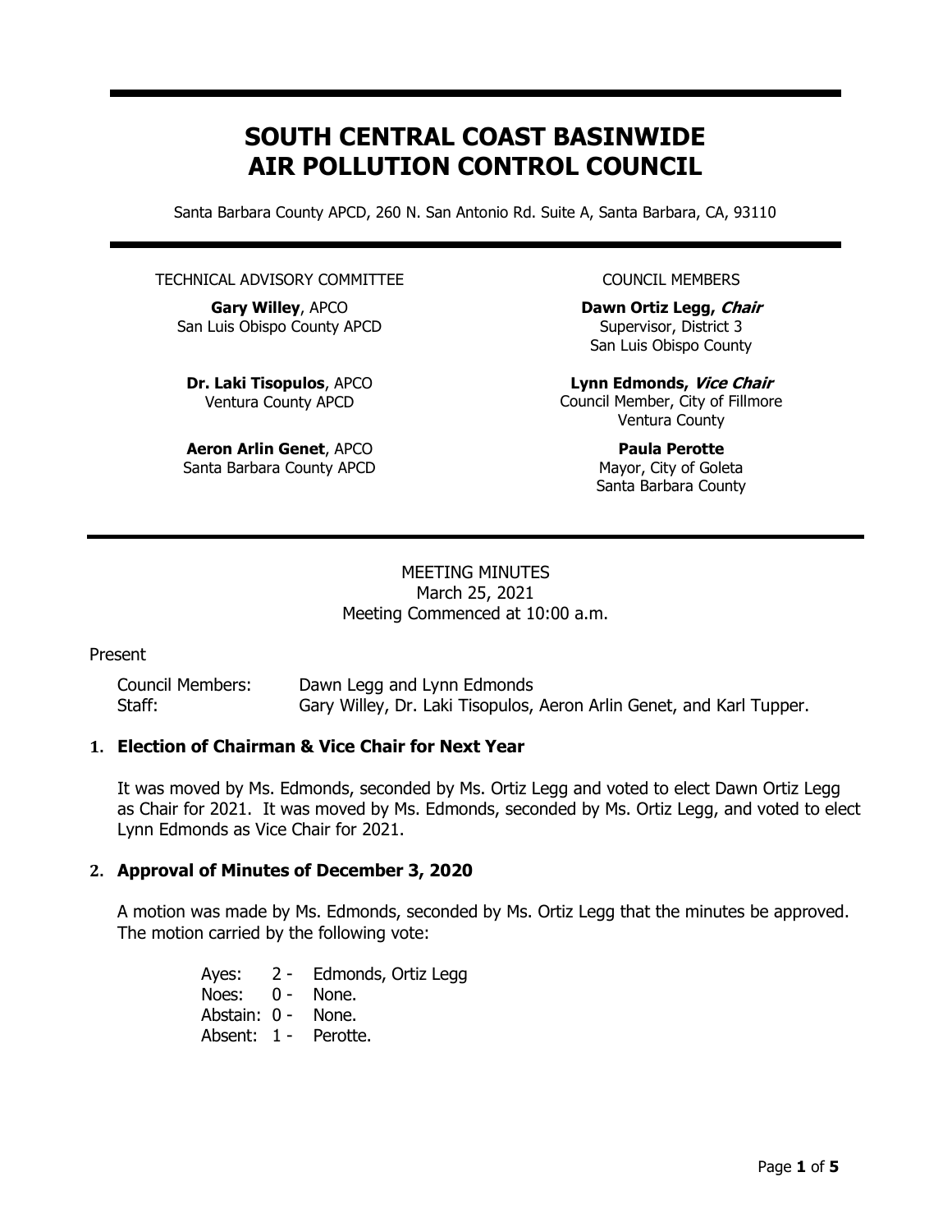# SOUTH CENTRAL COAST BASINWIDE AIR POLLUTION CONTROL COUNCIL

Santa Barbara County APCD, 260 N. San Antonio Rd. Suite A, Santa Barbara, CA, 93110

TECHNICAL ADVISORY COMMITTEE

**Gary Willey**, APCO
San Luis Obispo County APCD

**Dr. Laki Tisopulos**, APCO
Ventura County APCD

**Aeron Arlin Genet**, APCO
Santa Barbara County APCD

COUNCIL MEMBERS

**Dawn Ortiz Legg, *Chair***
Supervisor, District 3
San Luis Obispo County

**Lynn Edmonds, *Vice Chair***
Council Member, City of Fillmore
Ventura County

**Paula Perotte**
Mayor, City of Goleta
Santa Barbara County

MEETING MINUTES
March 25, 2021
Meeting Commenced at 10:00 a.m.

Present

| | |
|---|---|
| Council Members: | Dawn Legg and Lynn Edmonds |
| Staff: | Gary Willey, Dr. Laki Tisopulos, Aeron Arlin Genet, and Karl Tupper. |

## 1. Election of Chairman & Vice Chair for Next Year

It was moved by Ms. Edmonds, seconded by Ms. Ortiz Legg and voted to elect Dawn Ortiz Legg as Chair for 2021. It was moved by Ms. Edmonds, seconded by Ms. Ortiz Legg, and voted to elect Lynn Edmonds as Vice Chair for 2021.

## 2. Approval of Minutes of December 3, 2020

A motion was made by Ms. Edmonds, seconded by Ms. Ortiz Legg that the minutes be approved. The motion carried by the following vote:

Ayes: 2 - Edmonds, Ortiz Legg
Noes: 0 - None.
Abstain: 0 - None.
Absent: 1 - Perotte.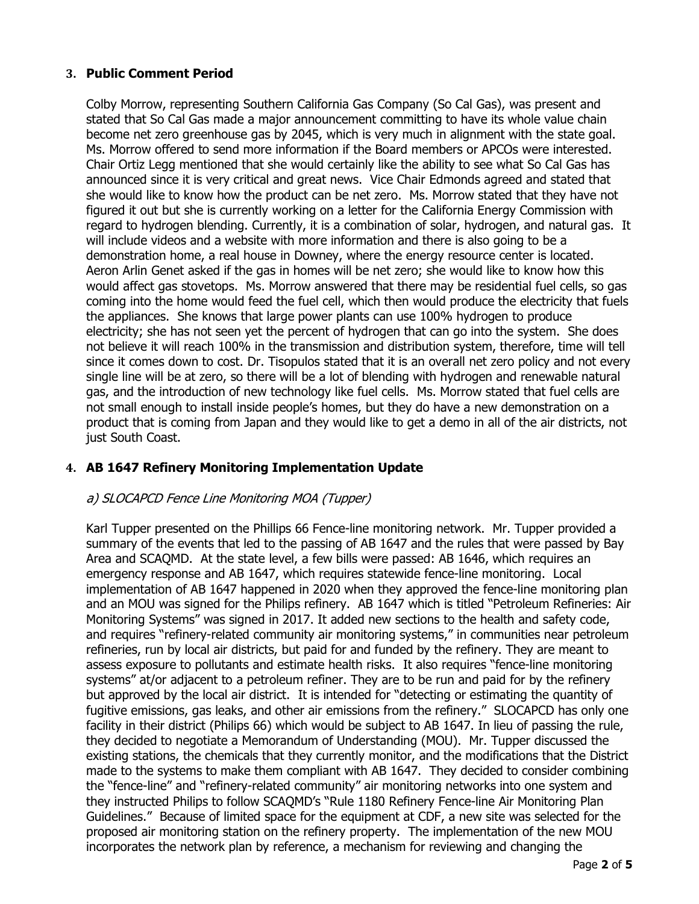## 3. Public Comment Period

Colby Morrow, representing Southern California Gas Company (So Cal Gas), was present and stated that So Cal Gas made a major announcement committing to have its whole value chain become net zero greenhouse gas by 2045, which is very much in alignment with the state goal. Ms. Morrow offered to send more information if the Board members or APCOs were interested. Chair Ortiz Legg mentioned that she would certainly like the ability to see what So Cal Gas has announced since it is very critical and great news. Vice Chair Edmonds agreed and stated that she would like to know how the product can be net zero. Ms. Morrow stated that they have not figured it out but she is currently working on a letter for the California Energy Commission with regard to hydrogen blending. Currently, it is a combination of solar, hydrogen, and natural gas. It will include videos and a website with more information and there is also going to be a demonstration home, a real house in Downey, where the energy resource center is located. Aeron Arlin Genet asked if the gas in homes will be net zero; she would like to know how this would affect gas stovetops. Ms. Morrow answered that there may be residential fuel cells, so gas coming into the home would feed the fuel cell, which then would produce the electricity that fuels the appliances. She knows that large power plants can use 100% hydrogen to produce electricity; she has not seen yet the percent of hydrogen that can go into the system. She does not believe it will reach 100% in the transmission and distribution system, therefore, time will tell since it comes down to cost. Dr. Tisopulos stated that it is an overall net zero policy and not every single line will be at zero, so there will be a lot of blending with hydrogen and renewable natural gas, and the introduction of new technology like fuel cells. Ms. Morrow stated that fuel cells are not small enough to install inside people's homes, but they do have a new demonstration on a product that is coming from Japan and they would like to get a demo in all of the air districts, not just South Coast.

## 4. AB 1647 Refinery Monitoring Implementation Update

### *a) SLOCAPCD Fence Line Monitoring MOA (Tupper)*

Karl Tupper presented on the Phillips 66 Fence-line monitoring network. Mr. Tupper provided a summary of the events that led to the passing of AB 1647 and the rules that were passed by Bay Area and SCAQMD. At the state level, a few bills were passed: AB 1646, which requires an emergency response and AB 1647, which requires statewide fence-line monitoring. Local implementation of AB 1647 happened in 2020 when they approved the fence-line monitoring plan and an MOU was signed for the Philips refinery. AB 1647 which is titled "Petroleum Refineries: Air Monitoring Systems" was signed in 2017. It added new sections to the health and safety code, and requires "refinery-related community air monitoring systems," in communities near petroleum refineries, run by local air districts, but paid for and funded by the refinery. They are meant to assess exposure to pollutants and estimate health risks. It also requires "fence-line monitoring systems" at/or adjacent to a petroleum refiner. They are to be run and paid for by the refinery but approved by the local air district. It is intended for "detecting or estimating the quantity of fugitive emissions, gas leaks, and other air emissions from the refinery." SLOCAPCD has only one facility in their district (Philips 66) which would be subject to AB 1647. In lieu of passing the rule, they decided to negotiate a Memorandum of Understanding (MOU). Mr. Tupper discussed the existing stations, the chemicals that they currently monitor, and the modifications that the District made to the systems to make them compliant with AB 1647. They decided to consider combining the "fence-line" and "refinery-related community" air monitoring networks into one system and they instructed Philips to follow SCAQMD's "Rule 1180 Refinery Fence-line Air Monitoring Plan Guidelines." Because of limited space for the equipment at CDF, a new site was selected for the proposed air monitoring station on the refinery property. The implementation of the new MOU incorporates the network plan by reference, a mechanism for reviewing and changing the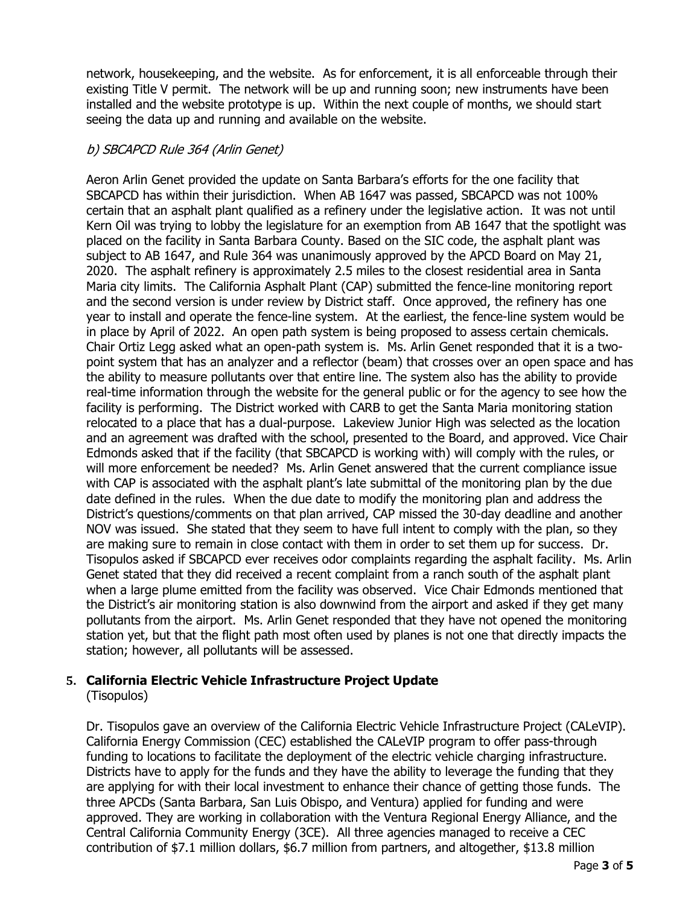network, housekeeping, and the website. As for enforcement, it is all enforceable through their existing Title V permit. The network will be up and running soon; new instruments have been installed and the website prototype is up. Within the next couple of months, we should start seeing the data up and running and available on the website.

*b) SBCAPCD Rule 364 (Arlin Genet)*

Aeron Arlin Genet provided the update on Santa Barbara's efforts for the one facility that SBCAPCD has within their jurisdiction. When AB 1647 was passed, SBCAPCD was not 100% certain that an asphalt plant qualified as a refinery under the legislative action. It was not until Kern Oil was trying to lobby the legislature for an exemption from AB 1647 that the spotlight was placed on the facility in Santa Barbara County. Based on the SIC code, the asphalt plant was subject to AB 1647, and Rule 364 was unanimously approved by the APCD Board on May 21, 2020. The asphalt refinery is approximately 2.5 miles to the closest residential area in Santa Maria city limits. The California Asphalt Plant (CAP) submitted the fence-line monitoring report and the second version is under review by District staff. Once approved, the refinery has one year to install and operate the fence-line system. At the earliest, the fence-line system would be in place by April of 2022. An open path system is being proposed to assess certain chemicals. Chair Ortiz Legg asked what an open-path system is. Ms. Arlin Genet responded that it is a two-point system that has an analyzer and a reflector (beam) that crosses over an open space and has the ability to measure pollutants over that entire line. The system also has the ability to provide real-time information through the website for the general public or for the agency to see how the facility is performing. The District worked with CARB to get the Santa Maria monitoring station relocated to a place that has a dual-purpose. Lakeview Junior High was selected as the location and an agreement was drafted with the school, presented to the Board, and approved. Vice Chair Edmonds asked that if the facility (that SBCAPCD is working with) will comply with the rules, or will more enforcement be needed? Ms. Arlin Genet answered that the current compliance issue with CAP is associated with the asphalt plant's late submittal of the monitoring plan by the due date defined in the rules. When the due date to modify the monitoring plan and address the District's questions/comments on that plan arrived, CAP missed the 30-day deadline and another NOV was issued. She stated that they seem to have full intent to comply with the plan, so they are making sure to remain in close contact with them in order to set them up for success. Dr. Tisopulos asked if SBCAPCD ever receives odor complaints regarding the asphalt facility. Ms. Arlin Genet stated that they did received a recent complaint from a ranch south of the asphalt plant when a large plume emitted from the facility was observed. Vice Chair Edmonds mentioned that the District's air monitoring station is also downwind from the airport and asked if they get many pollutants from the airport. Ms. Arlin Genet responded that they have not opened the monitoring station yet, but that the flight path most often used by planes is not one that directly impacts the station; however, all pollutants will be assessed.

5. **California Electric Vehicle Infrastructure Project Update**
(Tisopulos)

Dr. Tisopulos gave an overview of the California Electric Vehicle Infrastructure Project (CALeVIP). California Energy Commission (CEC) established the CALeVIP program to offer pass-through funding to locations to facilitate the deployment of the electric vehicle charging infrastructure. Districts have to apply for the funds and they have the ability to leverage the funding that they are applying for with their local investment to enhance their chance of getting those funds. The three APCDs (Santa Barbara, San Luis Obispo, and Ventura) applied for funding and were approved. They are working in collaboration with the Ventura Regional Energy Alliance, and the Central California Community Energy (3CE). All three agencies managed to receive a CEC contribution of $7.1 million dollars, $6.7 million from partners, and altogether, $13.8 million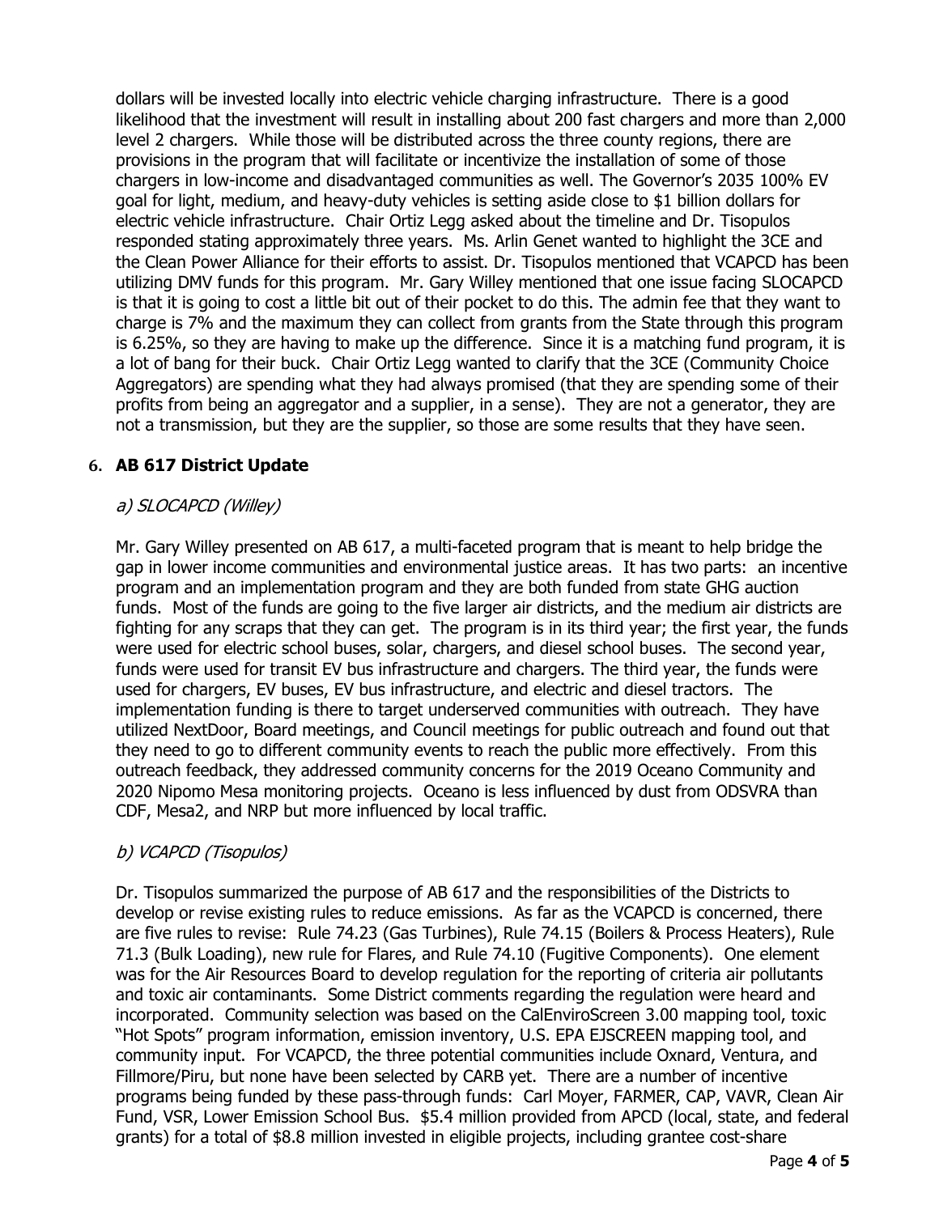dollars will be invested locally into electric vehicle charging infrastructure. There is a good likelihood that the investment will result in installing about 200 fast chargers and more than 2,000 level 2 chargers. While those will be distributed across the three county regions, there are provisions in the program that will facilitate or incentivize the installation of some of those chargers in low-income and disadvantaged communities as well. The Governor's 2035 100% EV goal for light, medium, and heavy-duty vehicles is setting aside close to $1 billion dollars for electric vehicle infrastructure. Chair Ortiz Legg asked about the timeline and Dr. Tisopulos responded stating approximately three years. Ms. Arlin Genet wanted to highlight the 3CE and the Clean Power Alliance for their efforts to assist. Dr. Tisopulos mentioned that VCAPCD has been utilizing DMV funds for this program. Mr. Gary Willey mentioned that one issue facing SLOCAPCD is that it is going to cost a little bit out of their pocket to do this. The admin fee that they want to charge is 7% and the maximum they can collect from grants from the State through this program is 6.25%, so they are having to make up the difference. Since it is a matching fund program, it is a lot of bang for their buck. Chair Ortiz Legg wanted to clarify that the 3CE (Community Choice Aggregators) are spending what they had always promised (that they are spending some of their profits from being an aggregator and a supplier, in a sense). They are not a generator, they are not a transmission, but they are the supplier, so those are some results that they have seen.

## 6. AB 617 District Update

### *a) SLOCAPCD (Willey)*

Mr. Gary Willey presented on AB 617, a multi-faceted program that is meant to help bridge the gap in lower income communities and environmental justice areas. It has two parts: an incentive program and an implementation program and they are both funded from state GHG auction funds. Most of the funds are going to the five larger air districts, and the medium air districts are fighting for any scraps that they can get. The program is in its third year; the first year, the funds were used for electric school buses, solar, chargers, and diesel school buses. The second year, funds were used for transit EV bus infrastructure and chargers. The third year, the funds were used for chargers, EV buses, EV bus infrastructure, and electric and diesel tractors. The implementation funding is there to target underserved communities with outreach. They have utilized NextDoor, Board meetings, and Council meetings for public outreach and found out that they need to go to different community events to reach the public more effectively. From this outreach feedback, they addressed community concerns for the 2019 Oceano Community and 2020 Nipomo Mesa monitoring projects. Oceano is less influenced by dust from ODSVRA than CDF, Mesa2, and NRP but more influenced by local traffic.

### *b) VCAPCD (Tisopulos)*

Dr. Tisopulos summarized the purpose of AB 617 and the responsibilities of the Districts to develop or revise existing rules to reduce emissions. As far as the VCAPCD is concerned, there are five rules to revise: Rule 74.23 (Gas Turbines), Rule 74.15 (Boilers & Process Heaters), Rule 71.3 (Bulk Loading), new rule for Flares, and Rule 74.10 (Fugitive Components). One element was for the Air Resources Board to develop regulation for the reporting of criteria air pollutants and toxic air contaminants. Some District comments regarding the regulation were heard and incorporated. Community selection was based on the CalEnviroScreen 3.00 mapping tool, toxic "Hot Spots" program information, emission inventory, U.S. EPA EJSCREEN mapping tool, and community input. For VCAPCD, the three potential communities include Oxnard, Ventura, and Fillmore/Piru, but none have been selected by CARB yet. There are a number of incentive programs being funded by these pass-through funds: Carl Moyer, FARMER, CAP, VAVR, Clean Air Fund, VSR, Lower Emission School Bus. $5.4 million provided from APCD (local, state, and federal grants) for a total of $8.8 million invested in eligible projects, including grantee cost-share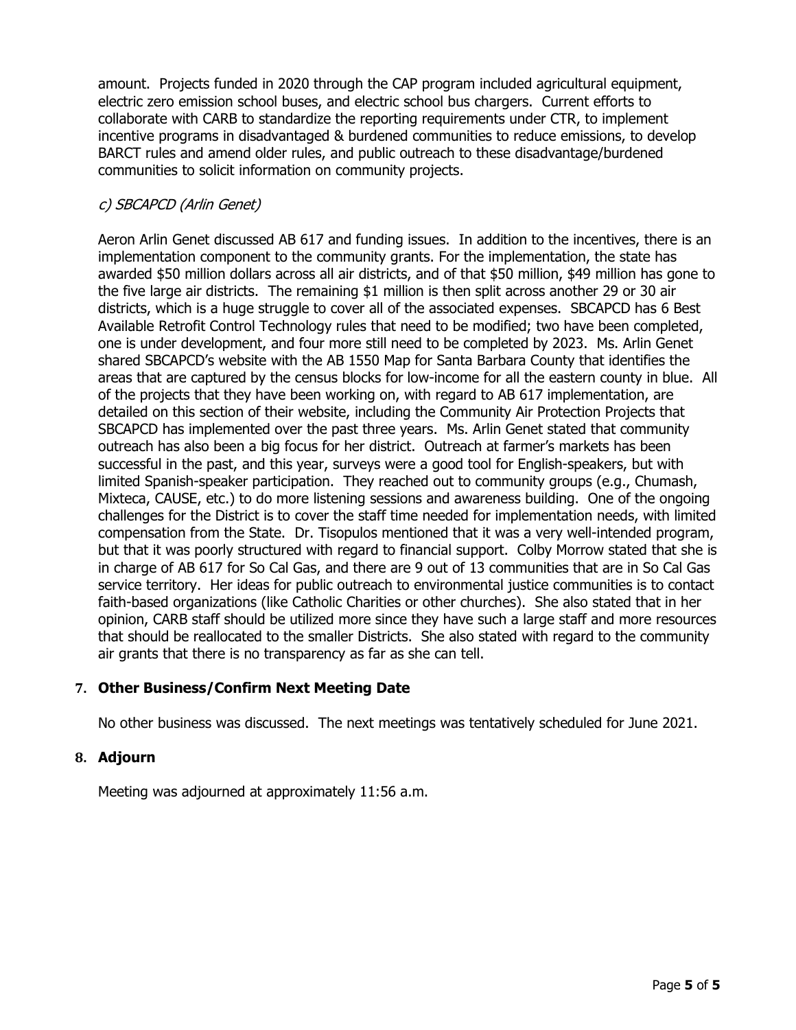amount. Projects funded in 2020 through the CAP program included agricultural equipment, electric zero emission school buses, and electric school bus chargers. Current efforts to collaborate with CARB to standardize the reporting requirements under CTR, to implement incentive programs in disadvantaged & burdened communities to reduce emissions, to develop BARCT rules and amend older rules, and public outreach to these disadvantage/burdened communities to solicit information on community projects.

*c) SBCAPCD (Arlin Genet)*

Aeron Arlin Genet discussed AB 617 and funding issues. In addition to the incentives, there is an implementation component to the community grants. For the implementation, the state has awarded $50 million dollars across all air districts, and of that $50 million, $49 million has gone to the five large air districts. The remaining $1 million is then split across another 29 or 30 air districts, which is a huge struggle to cover all of the associated expenses. SBCAPCD has 6 Best Available Retrofit Control Technology rules that need to be modified; two have been completed, one is under development, and four more still need to be completed by 2023. Ms. Arlin Genet shared SBCAPCD's website with the AB 1550 Map for Santa Barbara County that identifies the areas that are captured by the census blocks for low-income for all the eastern county in blue. All of the projects that they have been working on, with regard to AB 617 implementation, are detailed on this section of their website, including the Community Air Protection Projects that SBCAPCD has implemented over the past three years. Ms. Arlin Genet stated that community outreach has also been a big focus for her district. Outreach at farmer's markets has been successful in the past, and this year, surveys were a good tool for English-speakers, but with limited Spanish-speaker participation. They reached out to community groups (e.g., Chumash, Mixteca, CAUSE, etc.) to do more listening sessions and awareness building. One of the ongoing challenges for the District is to cover the staff time needed for implementation needs, with limited compensation from the State. Dr. Tisopulos mentioned that it was a very well-intended program, but that it was poorly structured with regard to financial support. Colby Morrow stated that she is in charge of AB 617 for So Cal Gas, and there are 9 out of 13 communities that are in So Cal Gas service territory. Her ideas for public outreach to environmental justice communities is to contact faith-based organizations (like Catholic Charities or other churches). She also stated that in her opinion, CARB staff should be utilized more since they have such a large staff and more resources that should be reallocated to the smaller Districts. She also stated with regard to the community air grants that there is no transparency as far as she can tell.

**7. Other Business/Confirm Next Meeting Date**

No other business was discussed. The next meetings was tentatively scheduled for June 2021.

**8. Adjourn**

Meeting was adjourned at approximately 11:56 a.m.